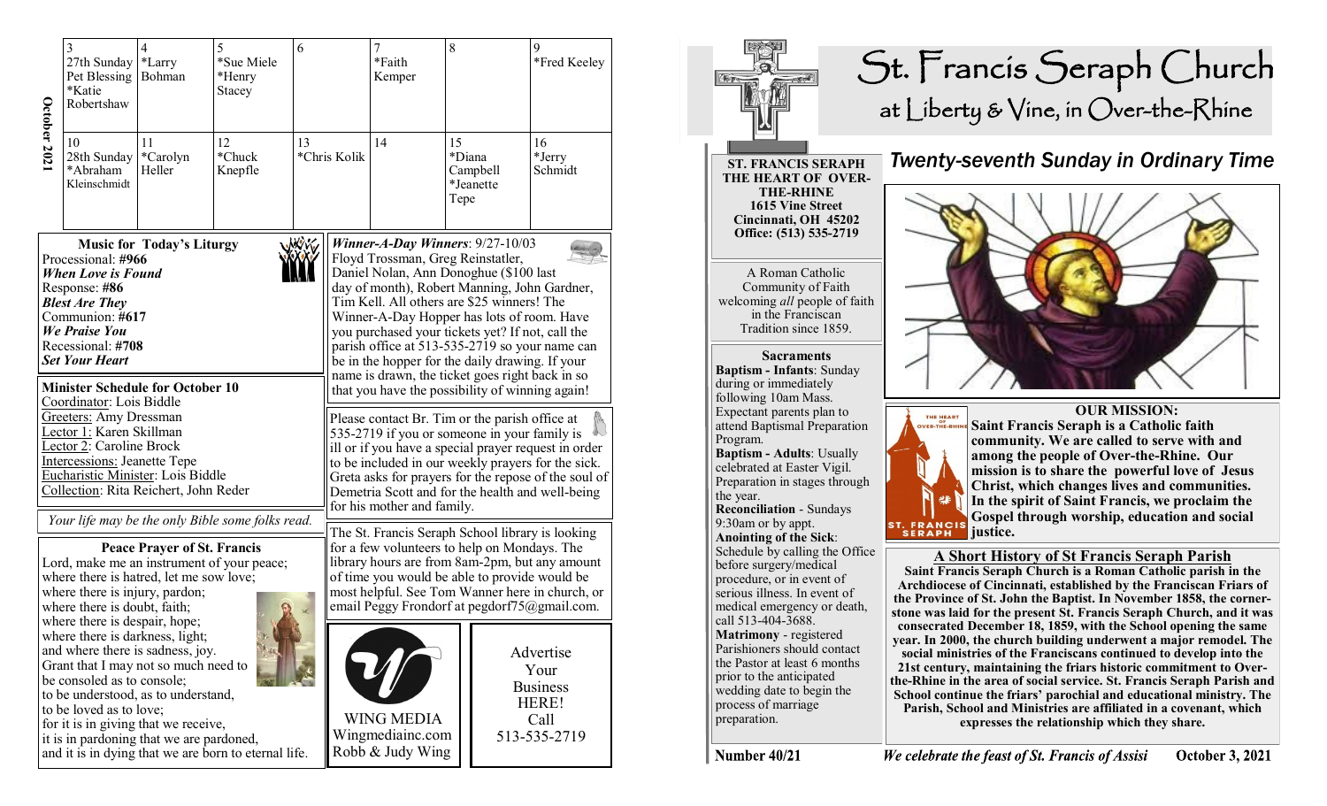**October 2021**

| | | | | | | |
|---|---|---|---|---|---|---|
| 3<br>27th Sunday<br>Pet Blessing<br>*Katie Robertshaw | 4<br>*Larry Bohman | 5<br>*Sue Miele<br>*Henry Stacey | 6 | 7<br>*Faith Kemper | 8 | 9<br>*Fred Keeley |
| 10<br>28th Sunday<br>*Abraham Kleinschmidt | 11<br>*Carolyn Heller | 12<br>*Chuck Knepfle | 13<br>*Chris Kolik | 14 | 15<br>*Diana Campbell<br>*Jeanette Tepe | 16<br>*Jerry Schmidt |

**Music for Today's Liturgy**

Processional: **#966**
***When Love is Found***
Response: **#86**
***Blest Are They***
Communion: **#617**
***We Praise You***
Recessional: **#708**
***Set Your Heart***

**Minister Schedule for October 10**

Coordinator: Lois Biddle
Greeters: Amy Dressman
Lector 1: Karen Skillman
Lector 2: Caroline Brock
Intercessions: Jeanette Tepe
Eucharistic Minister: Lois Biddle
Collection: Rita Reichert, John Reder

*Your life may be the only Bible some folks read.*

**Peace Prayer of St. Francis**

Lord, make me an instrument of your peace;
where there is hatred, let me sow love;
where there is injury, pardon;
where there is doubt, faith;
where there is despair, hope;
where there is darkness, light;
and where there is sadness, joy.
Grant that I may not so much need to be consoled as to console;
to be understood, as to understand,
to be loved as to love;
for it is in giving that we receive,
it is in pardoning that we are pardoned,
and it is in dying that we are born to eternal life.

***Winner-A-Day Winners***: 9/27-10/03
Floyd Trossman, Greg Reinstatler, Daniel Nolan, Ann Donoghue ($100 last day of month), Robert Manning, John Gardner, Tim Kell. All others are $25 winners! The Winner-A-Day Hopper has lots of room. Have you purchased your tickets yet? If not, call the parish office at 513-535-2719 so your name can be in the hopper for the daily drawing. If your name is drawn, the ticket goes right back in so that you have the possibility of winning again!

Please contact Br. Tim or the parish office at 535-2719 if you or someone in your family is ill or if you have a special prayer request in order to be included in our weekly prayers for the sick. Greta asks for prayers for the repose of the soul of Demetria Scott and for the health and well-being for his mother and family.

The St. Francis Seraph School library is looking for a few volunteers to help on Mondays. The library hours are from 8am-2pm, but any amount of time you would be able to provide would be most helpful. See Tom Wanner here in church, or email Peggy Frondorf at pegdorf75@gmail.com.

WING MEDIA
Wingmediainc.com
Robb & Judy Wing

Advertise Your Business HERE!
Call 513-535-2719

# St. Francis Seraph Church
## at Liberty & Vine, in Over-the-Rhine

**ST. FRANCIS SERAPH**
**THE HEART OF OVER-THE-RHINE**
**1615 Vine Street**
**Cincinnati, OH 45202**
**Office: (513) 535-2719**

A Roman Catholic Community of Faith welcoming *all* people of faith in the Franciscan Tradition since 1859.

**Sacraments**

**Baptism - Infants**: Sunday during or immediately following 10am Mass. Expectant parents plan to attend Baptismal Preparation Program.
**Baptism - Adults**: Usually celebrated at Easter Vigil. Preparation in stages through the year.
**Reconciliation** - Sundays 9:30am or by appt.
**Anointing of the Sick**: Schedule by calling the Office before surgery/medical procedure, or in event of serious illness. In event of medical emergency or death, call 513-404-3688.
**Matrimony** - registered Parishioners should contact the Pastor at least 6 months prior to the anticipated wedding date to begin the process of marriage preparation.

## *Twenty-seventh Sunday in Ordinary Time*

**OUR MISSION:**

**Saint Francis Seraph is a Catholic faith community. We are called to serve with and among the people of Over-the-Rhine. Our mission is to share the powerful love of Jesus Christ, which changes lives and communities. In the spirit of Saint Francis, we proclaim the Gospel through worship, education and social justice.**

**A Short History of St Francis Seraph Parish**

**Saint Francis Seraph Church is a Roman Catholic parish in the Archdiocese of Cincinnati, established by the Franciscan Friars of the Province of St. John the Baptist. In November 1858, the cornerstone was laid for the present St. Francis Seraph Church, and it was consecrated December 18, 1859, with the School opening the same year. In 2000, the church building underwent a major remodel. The social ministries of the Franciscans continued to develop into the 21st century, maintaining the friars historic commitment to Over-the-Rhine in the area of social service. St. Francis Seraph Parish and School continue the friars' parochial and educational ministry. The Parish, School and Ministries are affiliated in a covenant, which expresses the relationship which they share.**

**Number 40/21** *We celebrate the feast of St. Francis of Assisi* **October 3, 2021**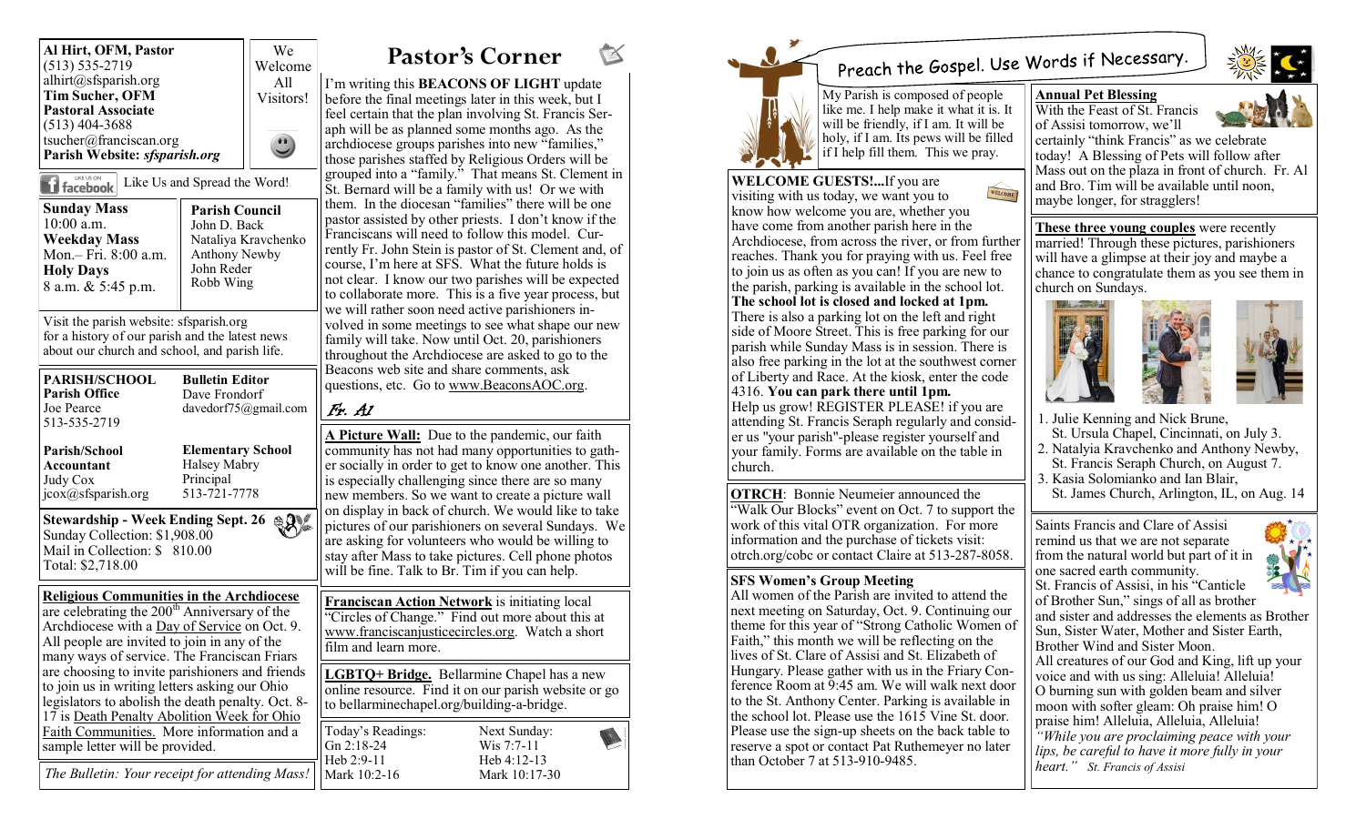**Al Hirt, OFM, Pastor**
(513) 535-2719
alhirt@sfsparish.org
**Tim Sucher, OFM**
**Pastoral Associate**
(513) 404-3688
tsucher@franciscan.org
**Parish Website:** ***sfsparish.org***

We Welcome All Visitors!

Like Us and Spread the Word!

**Sunday Mass**
10:00 a.m.
**Weekday Mass**
Mon.– Fri. 8:00 a.m.
**Holy Days**
8 a.m. & 5:45 p.m.

**Parish Council**
John D. Back
Nataliya Kravchenko
Anthony Newby
John Reder
Robb Wing

Visit the parish website: sfsparish.org for a history of our parish and the latest news about our church and school, and parish life.

**PARISH/SCHOOL**
**Parish Office**
Joe Pearce
513-535-2719

**Bulletin Editor**
Dave Frondorf
davedorf75@gmail.com

**Parish/School Accountant**
Judy Cox
jcox@sfsparish.org

**Elementary School**
Halsey Mabry
Principal
513-721-7778

**Stewardship - Week Ending Sept. 26**
Sunday Collection: $1,908.00
Mail in Collection: $ 810.00
Total: $2,718.00

**Religious Communities in the Archdiocese** are celebrating the 200th Anniversary of the Archdiocese with a Day of Service on Oct. 9. All people are invited to join in any of the many ways of service. The Franciscan Friars are choosing to invite parishioners and friends to join us in writing letters asking our Ohio legislators to abolish the death penalty. Oct. 8-17 is Death Penalty Abolition Week for Ohio Faith Communities. More information and a sample letter will be provided.

*The Bulletin: Your receipt for attending Mass!*

# Pastor's Corner

I'm writing this **BEACONS OF LIGHT** update before the final meetings later in this week, but I feel certain that the plan involving St. Francis Seraph will be as planned some months ago. As the archdiocese groups parishes into new "families," those parishes staffed by Religious Orders will be grouped into a "family." That means St. Clement in St. Bernard will be a family with us! Or we with them. In the diocesan "families" there will be one pastor assisted by other priests. I don't know if the Franciscans will need to follow this model. Currently Fr. John Stein is pastor of St. Clement and, of course, I'm here at SFS. What the future holds is not clear. I know our two parishes will be expected to collaborate more. This is a five year process, but we will rather soon need active parishioners involved in some meetings to see what shape our new family will take. Now until Oct. 20, parishioners throughout the Archdiocese are asked to go to the Beacons web site and share comments, ask questions, etc. Go to www.BeaconsAOC.org.

*Fr. Al*

**A Picture Wall:** Due to the pandemic, our faith community has not had many opportunities to gather socially in order to get to know one another. This is especially challenging since there are so many new members. So we want to create a picture wall on display in back of church. We would like to take pictures of our parishioners on several Sundays. We are asking for volunteers who would be willing to stay after Mass to take pictures. Cell phone photos will be fine. Talk to Br. Tim if you can help.

**Franciscan Action Network** is initiating local "Circles of Change." Find out more about this at www.franciscanjusticecircles.org. Watch a short film and learn more.

**LGBTQ+ Bridge.** Bellarmine Chapel has a new online resource. Find it on our parish website or go to bellarminechapel.org/building-a-bridge.

| Today's Readings: | Next Sunday: |
|---|---|
| Gn 2:18-24 | Wis 7:7-11 |
| Heb 2:9-11 | Heb 4:12-13 |
| Mark 10:2-16 | Mark 10:17-30 |

## Preach the Gospel. Use Words if Necessary.

My Parish is composed of people like me. I help make it what it is. It will be friendly, if I am. Its pews will be filled if I help fill them. This we pray.

**WELCOME GUESTS!...**If you are visiting with us today, we want you to know how welcome you are, whether you have come from another parish here in the Archdiocese, from across the river, or from further reaches. Thank you for praying with us. Feel free to join us as often as you can! If you are new to the parish, parking is available in the school lot. **The school lot is closed and locked at 1pm.** There is also a parking lot on the left and right side of Moore Street. This is free parking for our parish while Sunday Mass is in session. There is also free parking in the lot at the southwest corner of Liberty and Race. At the kiosk, enter the code 4316. **You can park there until 1pm.**
Help us grow! REGISTER PLEASE! if you are attending St. Francis Seraph regularly and consider us "your parish"-please register yourself and your family. Forms are available on the table in church.

**OTRCH**: Bonnie Neumeier announced the "Walk Our Blocks" event on Oct. 7 to support the work of this vital OTR organization. For more information and the purchase of tickets visit: otrch.org/cobc or contact Claire at 513-287-8058.

**SFS Women's Group Meeting**
All women of the Parish are invited to attend the next meeting on Saturday, Oct. 9. Continuing our theme for this year of "Strong Catholic Women of Faith," this month we will be reflecting on the lives of St. Clare of Assisi and St. Elizabeth of Hungary. Please gather with us in the Friary Conference Room at 9:45 am. We will walk next door to the St. Anthony Center. Parking is available in the school lot. Please use the 1615 Vine St. door. Please use the sign-up sheets on the back table to reserve a spot or contact Pat Ruthemeyer no later than October 7 at 513-910-9485.

**Annual Pet Blessing**
With the Feast of St. Francis of Assisi tomorrow, we'll certainly "think Francis" as we celebrate today! A Blessing of Pets will follow after Mass out on the plaza in front of church. Fr. Al and Bro. Tim will be available until noon, maybe longer, for stragglers!

**These three young couples** were recently married! Through these pictures, parishioners will have a glimpse at their joy and maybe a chance to congratulate them as you see them in church on Sundays.

1. Julie Kenning and Nick Brune, St. Ursula Chapel, Cincinnati, on July 3.
2. Natalyia Kravchenko and Anthony Newby, St. Francis Seraph Church, on August 7.
3. Kasia Solomianko and Ian Blair, St. James Church, Arlington, IL, on Aug. 14

Saints Francis and Clare of Assisi remind us that we are not separate from the natural world but part of it in one sacred earth community.
St. Francis of Assisi, in his "Canticle of Brother Sun," sings of all as brother and sister and addresses the elements as Brother Sun, Sister Water, Mother and Sister Earth, Brother Wind and Sister Moon.
All creatures of our God and King, lift up your voice and with us sing: Alleluia! Alleluia!
O burning sun with golden beam and silver moon with softer gleam: Oh praise him! O praise him! Alleluia, Alleluia, Alleluia!
*"While you are proclaiming peace with your lips, be careful to have it more fully in your heart."* *St. Francis of Assisi*